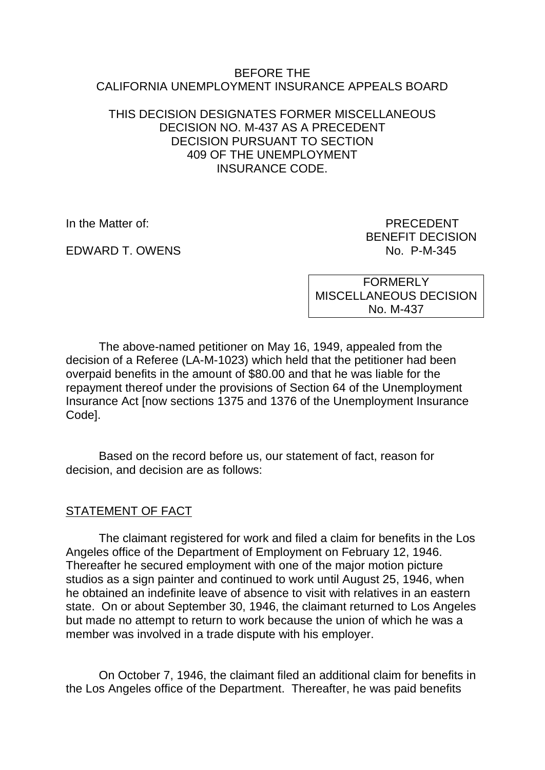BEFORE THE
CALIFORNIA UNEMPLOYMENT INSURANCE APPEALS BOARD

THIS DECISION DESIGNATES FORMER MISCELLANEOUS DECISION NO. M-437 AS A PRECEDENT DECISION PURSUANT TO SECTION 409 OF THE UNEMPLOYMENT INSURANCE CODE.

In the Matter of:

EDWARD T. OWENS

PRECEDENT
BENEFIT DECISION
No. P-M-345

FORMERLY
MISCELLANEOUS DECISION
No. M-437

The above-named petitioner on May 16, 1949, appealed from the decision of a Referee (LA-M-1023) which held that the petitioner had been overpaid benefits in the amount of $80.00 and that he was liable for the repayment thereof under the provisions of Section 64 of the Unemployment Insurance Act [now sections 1375 and 1376 of the Unemployment Insurance Code].

Based on the record before us, our statement of fact, reason for decision, and decision are as follows:

## STATEMENT OF FACT

The claimant registered for work and filed a claim for benefits in the Los Angeles office of the Department of Employment on February 12, 1946. Thereafter he secured employment with one of the major motion picture studios as a sign painter and continued to work until August 25, 1946, when he obtained an indefinite leave of absence to visit with relatives in an eastern state. On or about September 30, 1946, the claimant returned to Los Angeles but made no attempt to return to work because the union of which he was a member was involved in a trade dispute with his employer.

On October 7, 1946, the claimant filed an additional claim for benefits in the Los Angeles office of the Department. Thereafter, he was paid benefits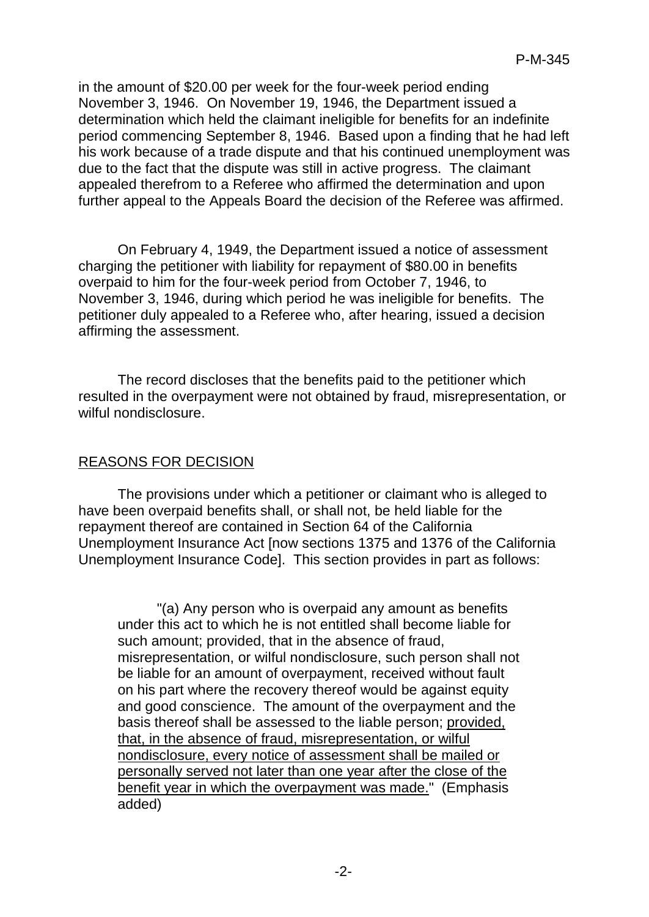in the amount of $20.00 per week for the four-week period ending November 3, 1946. On November 19, 1946, the Department issued a determination which held the claimant ineligible for benefits for an indefinite period commencing September 8, 1946. Based upon a finding that he had left his work because of a trade dispute and that his continued unemployment was due to the fact that the dispute was still in active progress. The claimant appealed therefrom to a Referee who affirmed the determination and upon further appeal to the Appeals Board the decision of the Referee was affirmed.

On February 4, 1949, the Department issued a notice of assessment charging the petitioner with liability for repayment of $80.00 in benefits overpaid to him for the four-week period from October 7, 1946, to November 3, 1946, during which period he was ineligible for benefits. The petitioner duly appealed to a Referee who, after hearing, issued a decision affirming the assessment.

The record discloses that the benefits paid to the petitioner which resulted in the overpayment were not obtained by fraud, misrepresentation, or wilful nondisclosure.

## REASONS FOR DECISION

The provisions under which a petitioner or claimant who is alleged to have been overpaid benefits shall, or shall not, be held liable for the repayment thereof are contained in Section 64 of the California Unemployment Insurance Act [now sections 1375 and 1376 of the California Unemployment Insurance Code]. This section provides in part as follows:

> "(a) Any person who is overpaid any amount as benefits under this act to which he is not entitled shall become liable for such amount; provided, that in the absence of fraud, misrepresentation, or wilful nondisclosure, such person shall not be liable for an amount of overpayment, received without fault on his part where the recovery thereof would be against equity and good conscience. The amount of the overpayment and the basis thereof shall be assessed to the liable person; <u>provided, that, in the absence of fraud, misrepresentation, or wilful nondisclosure, every notice of assessment shall be mailed or personally served not later than one year after the close of the benefit year in which the overpayment was made.</u>" (Emphasis added)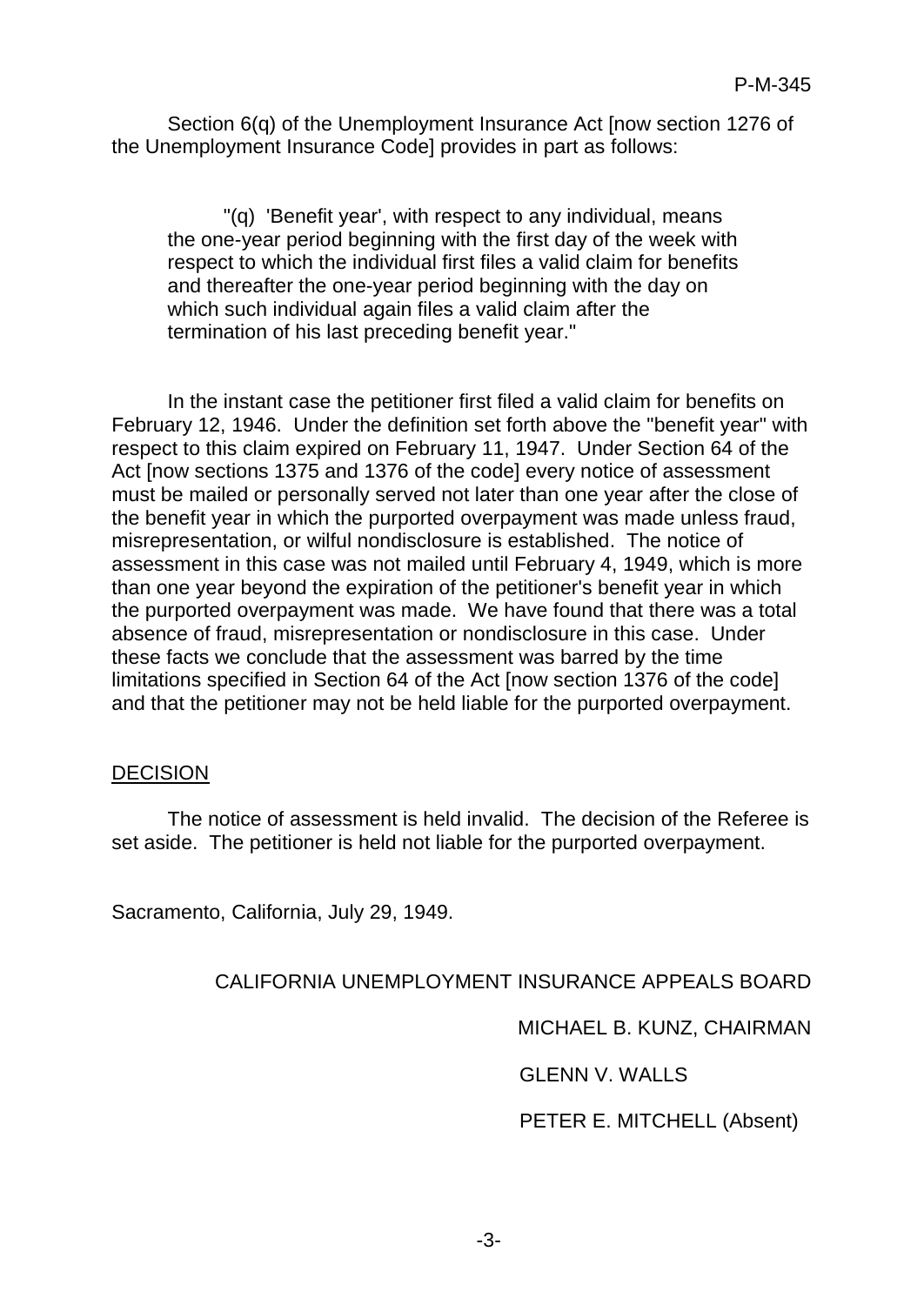Section 6(q) of the Unemployment Insurance Act [now section 1276 of the Unemployment Insurance Code] provides in part as follows:

> "(q) 'Benefit year', with respect to any individual, means the one-year period beginning with the first day of the week with respect to which the individual first files a valid claim for benefits and thereafter the one-year period beginning with the day on which such individual again files a valid claim after the termination of his last preceding benefit year."

In the instant case the petitioner first filed a valid claim for benefits on February 12, 1946. Under the definition set forth above the "benefit year" with respect to this claim expired on February 11, 1947. Under Section 64 of the Act [now sections 1375 and 1376 of the code] every notice of assessment must be mailed or personally served not later than one year after the close of the benefit year in which the purported overpayment was made unless fraud, misrepresentation, or wilful nondisclosure is established. The notice of assessment in this case was not mailed until February 4, 1949, which is more than one year beyond the expiration of the petitioner's benefit year in which the purported overpayment was made. We have found that there was a total absence of fraud, misrepresentation or nondisclosure in this case. Under these facts we conclude that the assessment was barred by the time limitations specified in Section 64 of the Act [now section 1376 of the code] and that the petitioner may not be held liable for the purported overpayment.

## DECISION

The notice of assessment is held invalid. The decision of the Referee is set aside. The petitioner is held not liable for the purported overpayment.

Sacramento, California, July 29, 1949.

CALIFORNIA UNEMPLOYMENT INSURANCE APPEALS BOARD

MICHAEL B. KUNZ, CHAIRMAN

GLENN V. WALLS

PETER E. MITCHELL (Absent)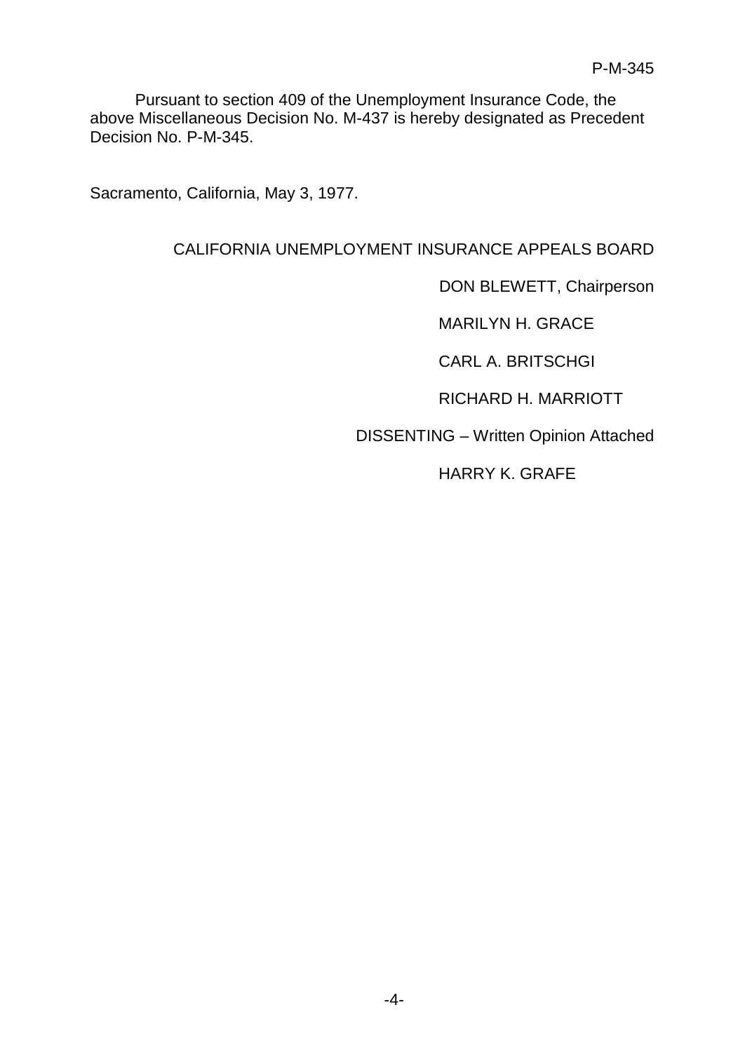Pursuant to section 409 of the Unemployment Insurance Code, the above Miscellaneous Decision No. M-437 is hereby designated as Precedent Decision No. P-M-345.

Sacramento, California, May 3, 1977.

CALIFORNIA UNEMPLOYMENT INSURANCE APPEALS BOARD

DON BLEWETT, Chairperson

MARILYN H. GRACE

CARL A. BRITSCHGI

RICHARD H. MARRIOTT

DISSENTING – Written Opinion Attached

HARRY K. GRAFE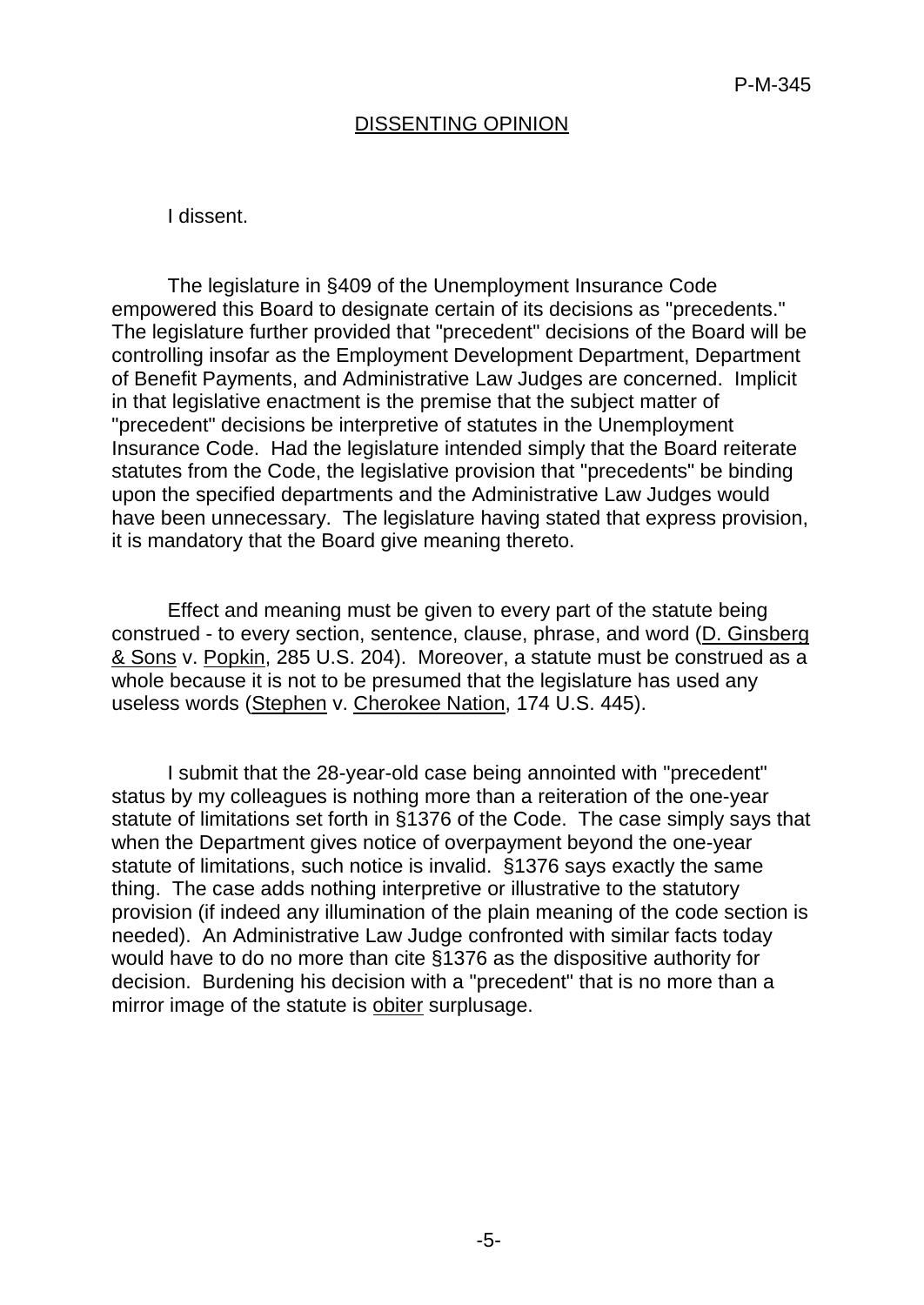## DISSENTING OPINION

I dissent.

The legislature in §409 of the Unemployment Insurance Code empowered this Board to designate certain of its decisions as "precedents." The legislature further provided that "precedent" decisions of the Board will be controlling insofar as the Employment Development Department, Department of Benefit Payments, and Administrative Law Judges are concerned. Implicit in that legislative enactment is the premise that the subject matter of "precedent" decisions be interpretive of statutes in the Unemployment Insurance Code. Had the legislature intended simply that the Board reiterate statutes from the Code, the legislative provision that "precedents" be binding upon the specified departments and the Administrative Law Judges would have been unnecessary. The legislature having stated that express provision, it is mandatory that the Board give meaning thereto.

Effect and meaning must be given to every part of the statute being construed - to every section, sentence, clause, phrase, and word (D. Ginsberg & Sons v. Popkin, 285 U.S. 204). Moreover, a statute must be construed as a whole because it is not to be presumed that the legislature has used any useless words (Stephen v. Cherokee Nation, 174 U.S. 445).

I submit that the 28-year-old case being annointed with "precedent" status by my colleagues is nothing more than a reiteration of the one-year statute of limitations set forth in §1376 of the Code. The case simply says that when the Department gives notice of overpayment beyond the one-year statute of limitations, such notice is invalid. §1376 says exactly the same thing. The case adds nothing interpretive or illustrative to the statutory provision (if indeed any illumination of the plain meaning of the code section is needed). An Administrative Law Judge confronted with similar facts today would have to do no more than cite §1376 as the dispositive authority for decision. Burdening his decision with a "precedent" that is no more than a mirror image of the statute is *obiter* surplusage.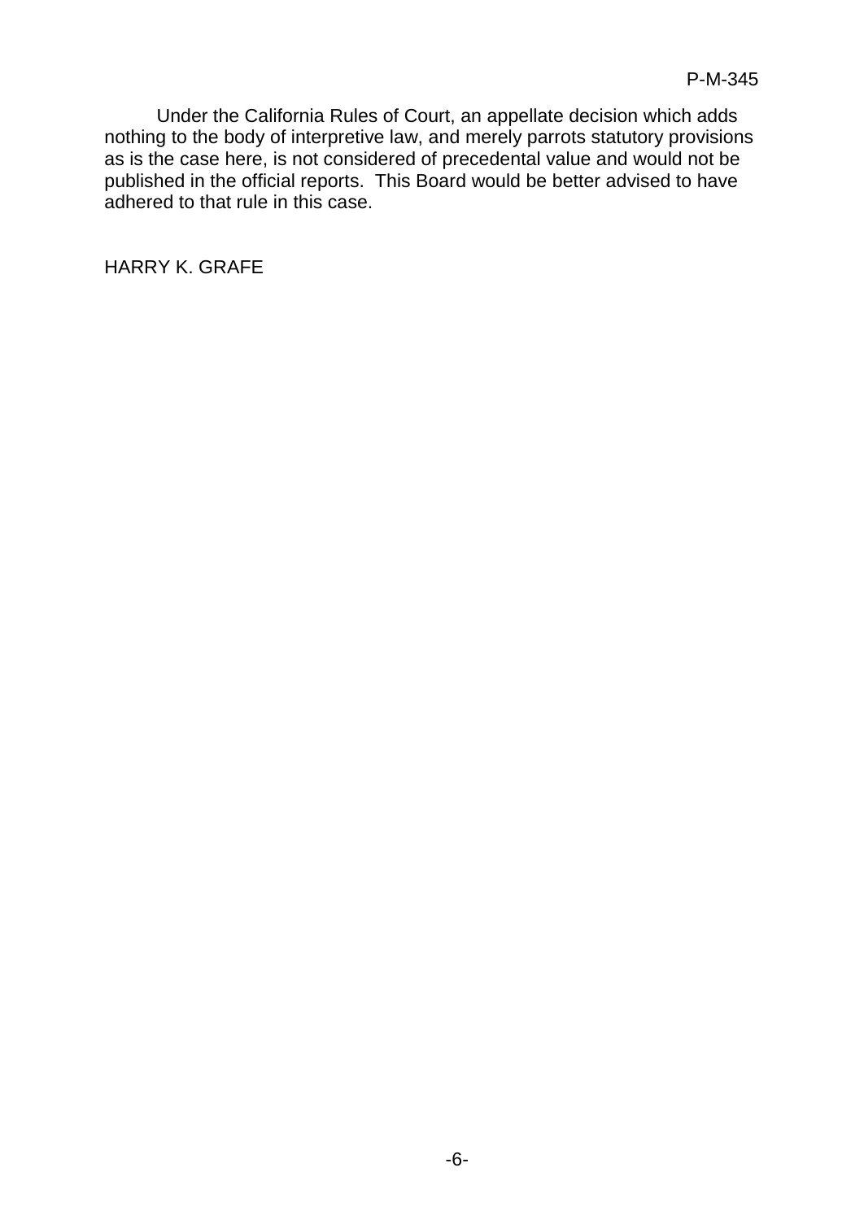Under the California Rules of Court, an appellate decision which adds nothing to the body of interpretive law, and merely parrots statutory provisions as is the case here, is not considered of precedental value and would not be published in the official reports. This Board would be better advised to have adhered to that rule in this case.

HARRY K. GRAFE